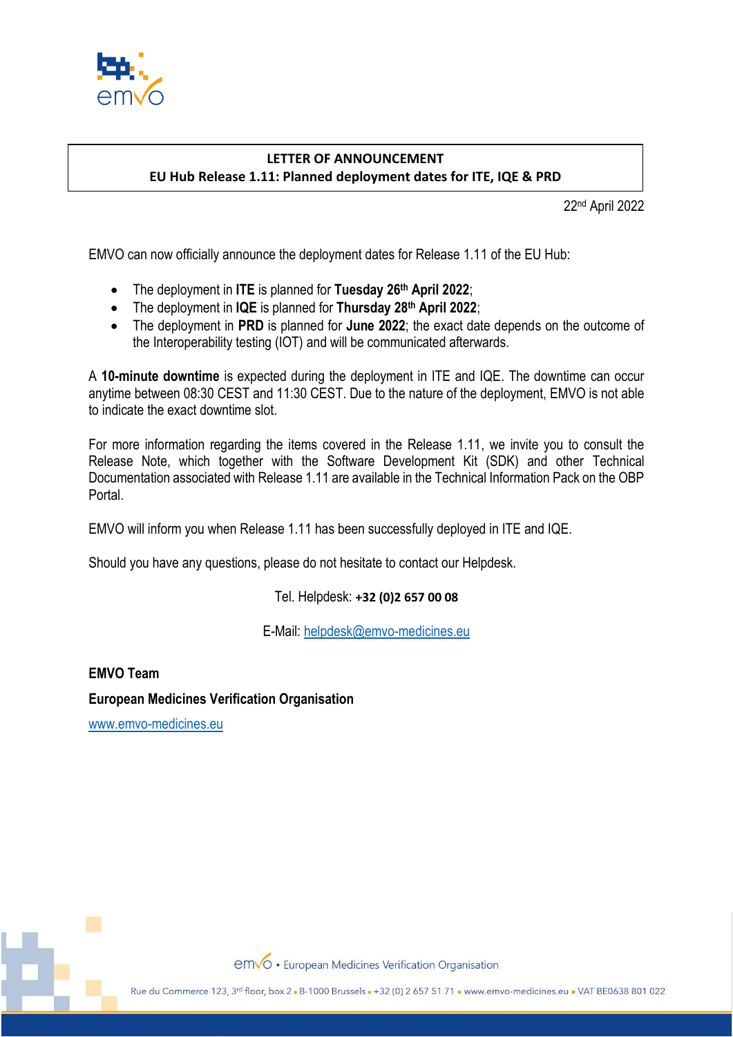**LETTER OF ANNOUNCEMENT**
**EU Hub Release 1.11: Planned deployment dates for ITE, IQE & PRD**

22nd April 2022

EMVO can now officially announce the deployment dates for Release 1.11 of the EU Hub:

- The deployment in **ITE** is planned for **Tuesday 26th April 2022**;
- The deployment in **IQE** is planned for **Thursday 28th April 2022**;
- The deployment in **PRD** is planned for **June 2022**; the exact date depends on the outcome of the Interoperability testing (IOT) and will be communicated afterwards.

A **10-minute downtime** is expected during the deployment in ITE and IQE. The downtime can occur anytime between 08:30 CEST and 11:30 CEST. Due to the nature of the deployment, EMVO is not able to indicate the exact downtime slot.

For more information regarding the items covered in the Release 1.11, we invite you to consult the Release Note, which together with the Software Development Kit (SDK) and other Technical Documentation associated with Release 1.11 are available in the Technical Information Pack on the OBP Portal.

EMVO will inform you when Release 1.11 has been successfully deployed in ITE and IQE.

Should you have any questions, please do not hesitate to contact our Helpdesk.

Tel. Helpdesk: **+32 (0)2 657 00 08**

E-Mail: helpdesk@emvo-medicines.eu

**EMVO Team**

**European Medicines Verification Organisation**

www.emvo-medicines.eu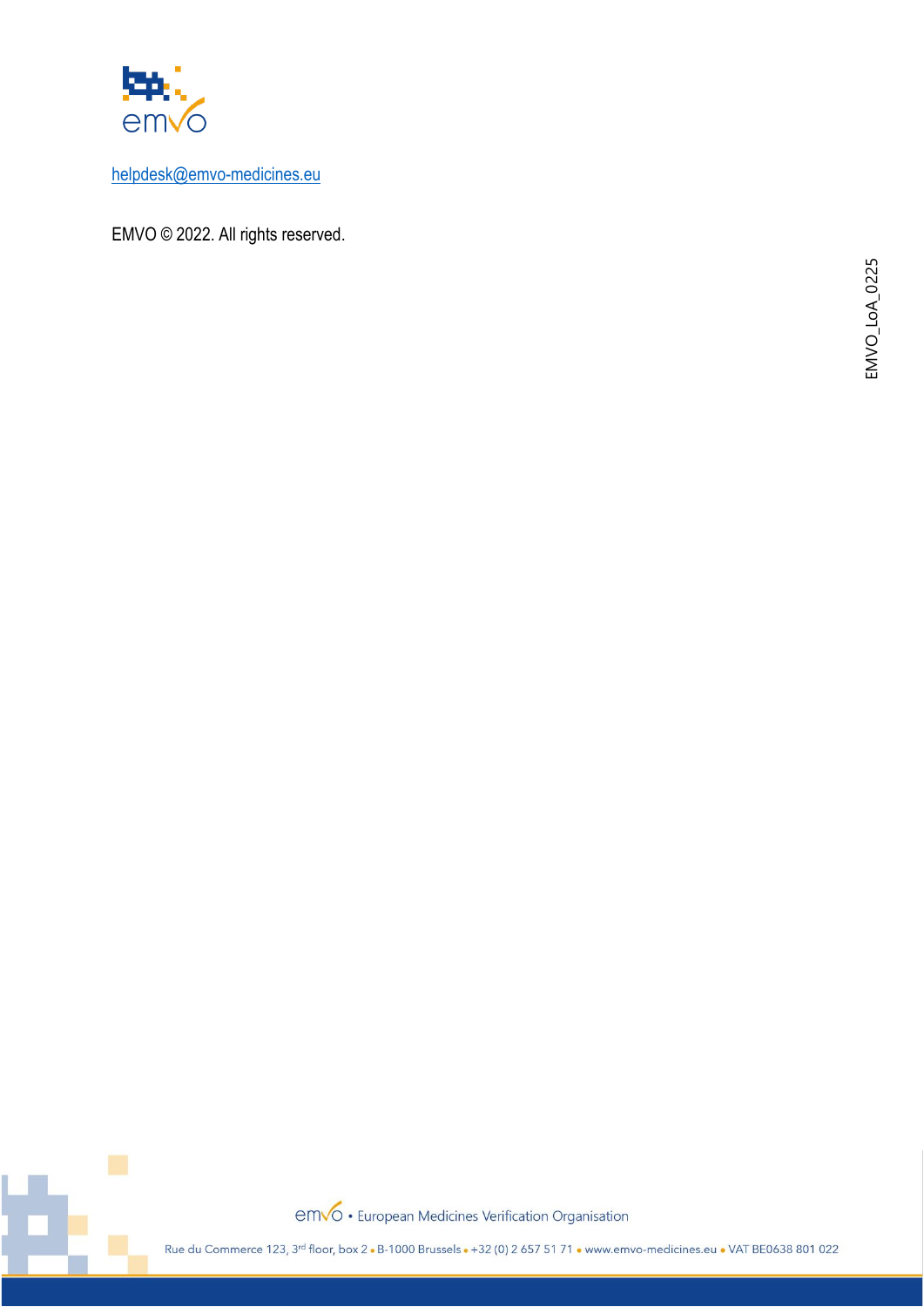helpdesk@emvo-medicines.eu

EMVO © 2022. All rights reserved.

EMVO_LoA_0225